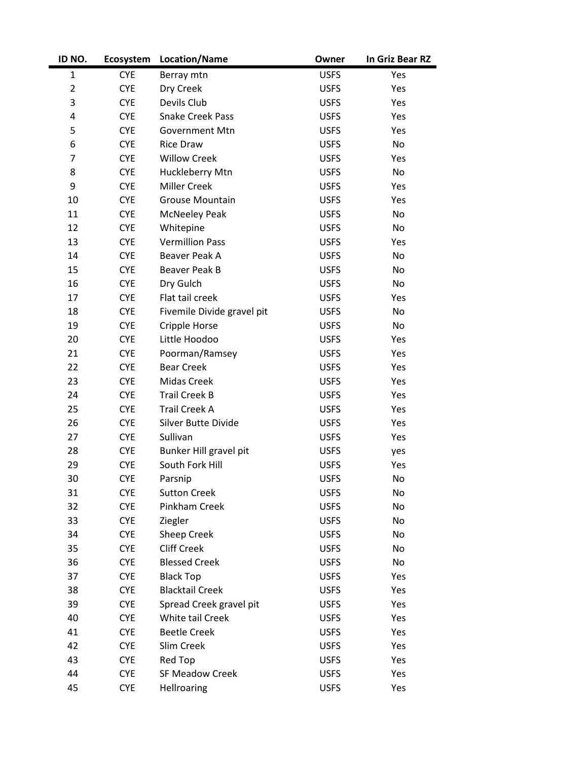| ID NO. | Ecosystem | Location/Name | Owner | In Griz Bear RZ |
|---|---|---|---|---|
| 1 | CYE | Berray mtn | USFS | Yes |
| 2 | CYE | Dry Creek | USFS | Yes |
| 3 | CYE | Devils Club | USFS | Yes |
| 4 | CYE | Snake Creek Pass | USFS | Yes |
| 5 | CYE | Government Mtn | USFS | Yes |
| 6 | CYE | Rice Draw | USFS | No |
| 7 | CYE | Willow Creek | USFS | Yes |
| 8 | CYE | Huckleberry Mtn | USFS | No |
| 9 | CYE | Miller Creek | USFS | Yes |
| 10 | CYE | Grouse Mountain | USFS | Yes |
| 11 | CYE | McNeeley Peak | USFS | No |
| 12 | CYE | Whitepine | USFS | No |
| 13 | CYE | Vermillion Pass | USFS | Yes |
| 14 | CYE | Beaver Peak A | USFS | No |
| 15 | CYE | Beaver Peak B | USFS | No |
| 16 | CYE | Dry Gulch | USFS | No |
| 17 | CYE | Flat tail creek | USFS | Yes |
| 18 | CYE | Fivemile Divide gravel pit | USFS | No |
| 19 | CYE | Cripple Horse | USFS | No |
| 20 | CYE | Little Hoodoo | USFS | Yes |
| 21 | CYE | Poorman/Ramsey | USFS | Yes |
| 22 | CYE | Bear Creek | USFS | Yes |
| 23 | CYE | Midas Creek | USFS | Yes |
| 24 | CYE | Trail Creek B | USFS | Yes |
| 25 | CYE | Trail Creek A | USFS | Yes |
| 26 | CYE | Silver Butte Divide | USFS | Yes |
| 27 | CYE | Sullivan | USFS | Yes |
| 28 | CYE | Bunker Hill gravel pit | USFS | yes |
| 29 | CYE | South Fork Hill | USFS | Yes |
| 30 | CYE | Parsnip | USFS | No |
| 31 | CYE | Sutton Creek | USFS | No |
| 32 | CYE | Pinkham Creek | USFS | No |
| 33 | CYE | Ziegler | USFS | No |
| 34 | CYE | Sheep Creek | USFS | No |
| 35 | CYE | Cliff Creek | USFS | No |
| 36 | CYE | Blessed Creek | USFS | No |
| 37 | CYE | Black Top | USFS | Yes |
| 38 | CYE | Blacktail Creek | USFS | Yes |
| 39 | CYE | Spread Creek gravel pit | USFS | Yes |
| 40 | CYE | White tail Creek | USFS | Yes |
| 41 | CYE | Beetle Creek | USFS | Yes |
| 42 | CYE | Slim Creek | USFS | Yes |
| 43 | CYE | Red Top | USFS | Yes |
| 44 | CYE | SF Meadow Creek | USFS | Yes |
| 45 | CYE | Hellroaring | USFS | Yes |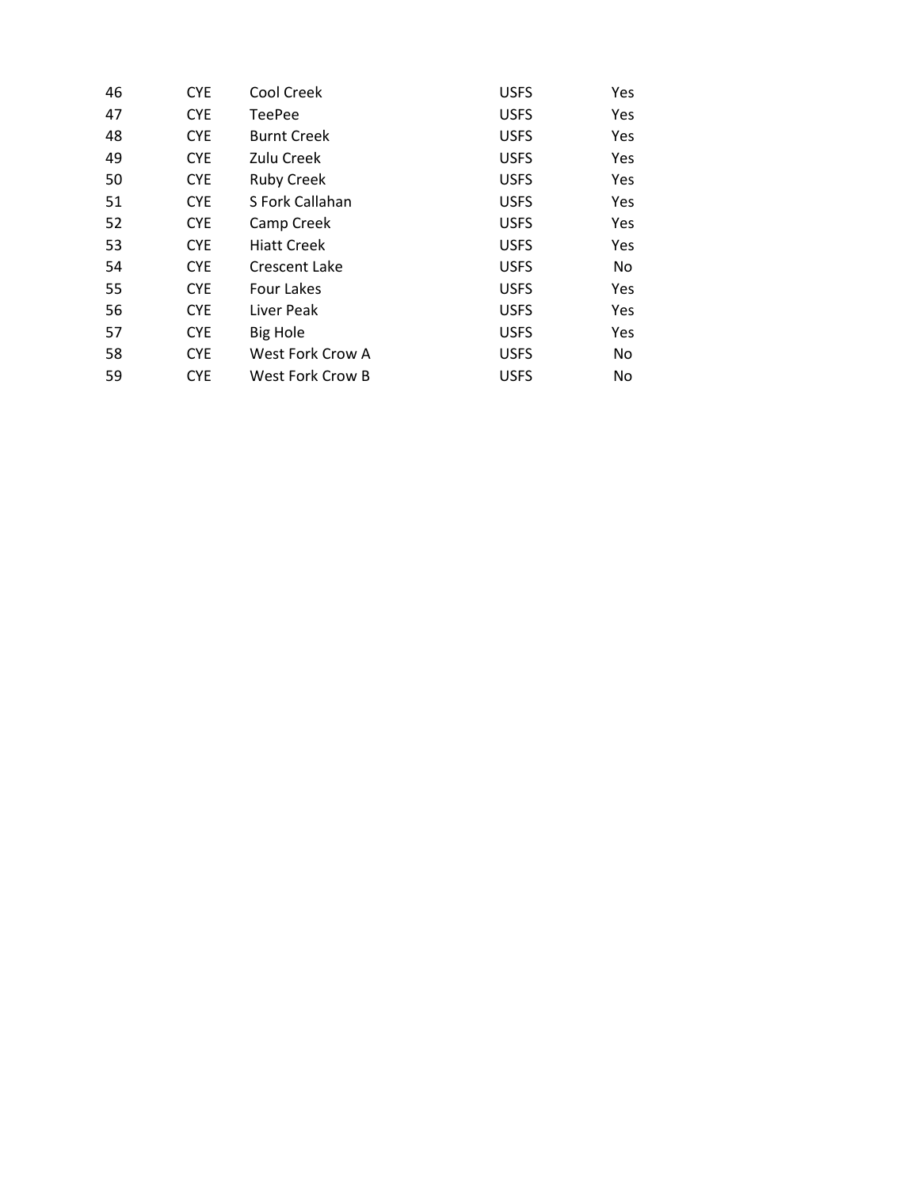| | | | | |
|---|---|---|---|---|
| 46 | CYE | Cool Creek | USFS | Yes |
| 47 | CYE | TeePee | USFS | Yes |
| 48 | CYE | Burnt Creek | USFS | Yes |
| 49 | CYE | Zulu Creek | USFS | Yes |
| 50 | CYE | Ruby Creek | USFS | Yes |
| 51 | CYE | S Fork Callahan | USFS | Yes |
| 52 | CYE | Camp Creek | USFS | Yes |
| 53 | CYE | Hiatt Creek | USFS | Yes |
| 54 | CYE | Crescent Lake | USFS | No |
| 55 | CYE | Four Lakes | USFS | Yes |
| 56 | CYE | Liver Peak | USFS | Yes |
| 57 | CYE | Big Hole | USFS | Yes |
| 58 | CYE | West Fork Crow A | USFS | No |
| 59 | CYE | West Fork Crow B | USFS | No |